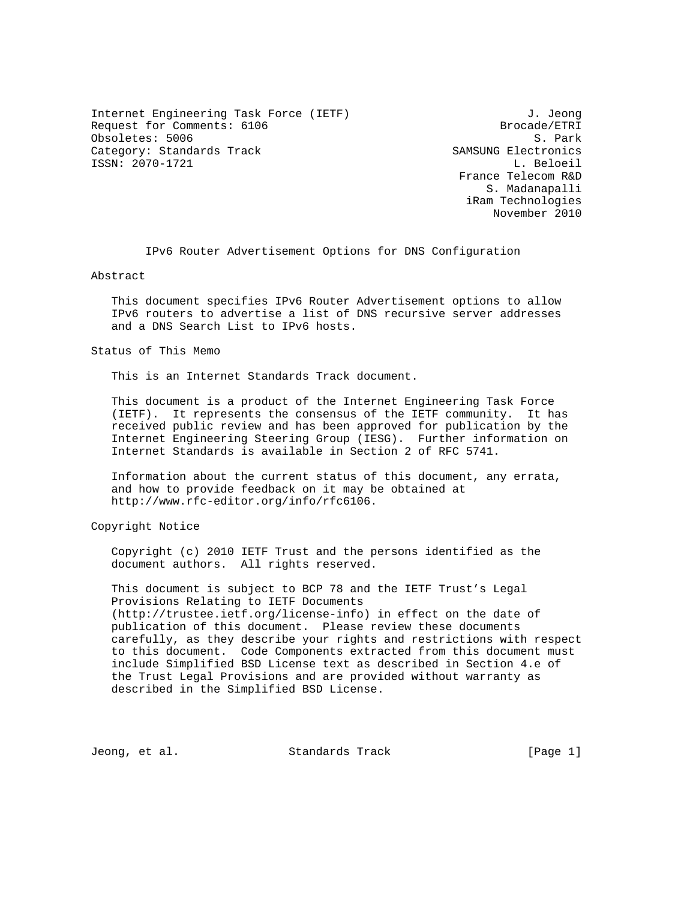Internet Engineering Task Force (IETF) — J. Jeong, Brocade/ETRI
Request for Comments: 6106 — S. Park, SAMSUNG Electronics
Obsoletes: 5006 — L. Beloeil, France Telecom R&D
Category: Standards Track — S. Madanapalli, iRam Technologies
ISSN: 2070-1721 — November 2010

# IPv6 Router Advertisement Options for DNS Configuration

## Abstract

This document specifies IPv6 Router Advertisement options to allow IPv6 routers to advertise a list of DNS recursive server addresses and a DNS Search List to IPv6 hosts.

## Status of This Memo

This is an Internet Standards Track document.

This document is a product of the Internet Engineering Task Force (IETF). It represents the consensus of the IETF community. It has received public review and has been approved for publication by the Internet Engineering Steering Group (IESG). Further information on Internet Standards is available in Section 2 of RFC 5741.

Information about the current status of this document, any errata, and how to provide feedback on it may be obtained at http://www.rfc-editor.org/info/rfc6106.

## Copyright Notice

Copyright (c) 2010 IETF Trust and the persons identified as the document authors. All rights reserved.

This document is subject to BCP 78 and the IETF Trust's Legal Provisions Relating to IETF Documents (http://trustee.ietf.org/license-info) in effect on the date of publication of this document. Please review these documents carefully, as they describe your rights and restrictions with respect to this document. Code Components extracted from this document must include Simplified BSD License text as described in Section 4.e of the Trust Legal Provisions and are provided without warranty as described in the Simplified BSD License.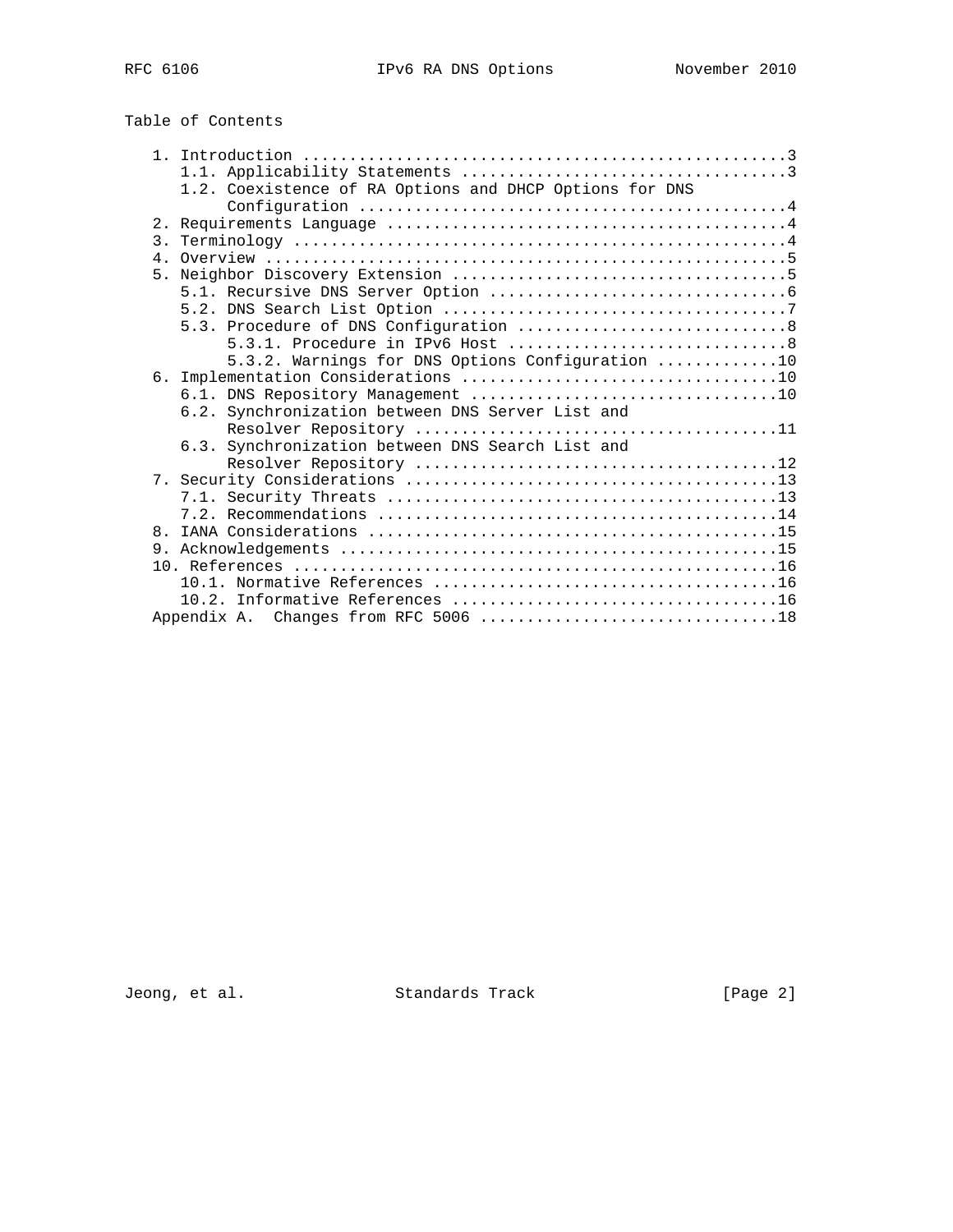## Table of Contents

```
   1. Introduction ....................................................3
      1.1. Applicability Statements ...................................3
      1.2. Coexistence of RA Options and DHCP Options for DNS
           Configuration ..............................................4
   2. Requirements Language ...........................................4
   3. Terminology .....................................................4
   4. Overview ........................................................5
   5. Neighbor Discovery Extension ....................................5
      5.1. Recursive DNS Server Option ................................6
      5.2. DNS Search List Option .....................................7
      5.3. Procedure of DNS Configuration .............................8
           5.3.1. Procedure in IPv6 Host ..............................8
           5.3.2. Warnings for DNS Options Configuration .............10
   6. Implementation Considerations ..................................10
      6.1. DNS Repository Management .................................10
      6.2. Synchronization between DNS Server List and
           Resolver Repository .......................................11
      6.3. Synchronization between DNS Search List and
           Resolver Repository .......................................12
   7. Security Considerations ........................................13
      7.1. Security Threats ..........................................13
      7.2. Recommendations ...........................................14
   8. IANA Considerations ............................................15
   9. Acknowledgements ...............................................15
   10. References ....................................................16
      10.1. Normative References .....................................16
      10.2. Informative References ...................................16
   Appendix A.  Changes from RFC 5006 ................................18
```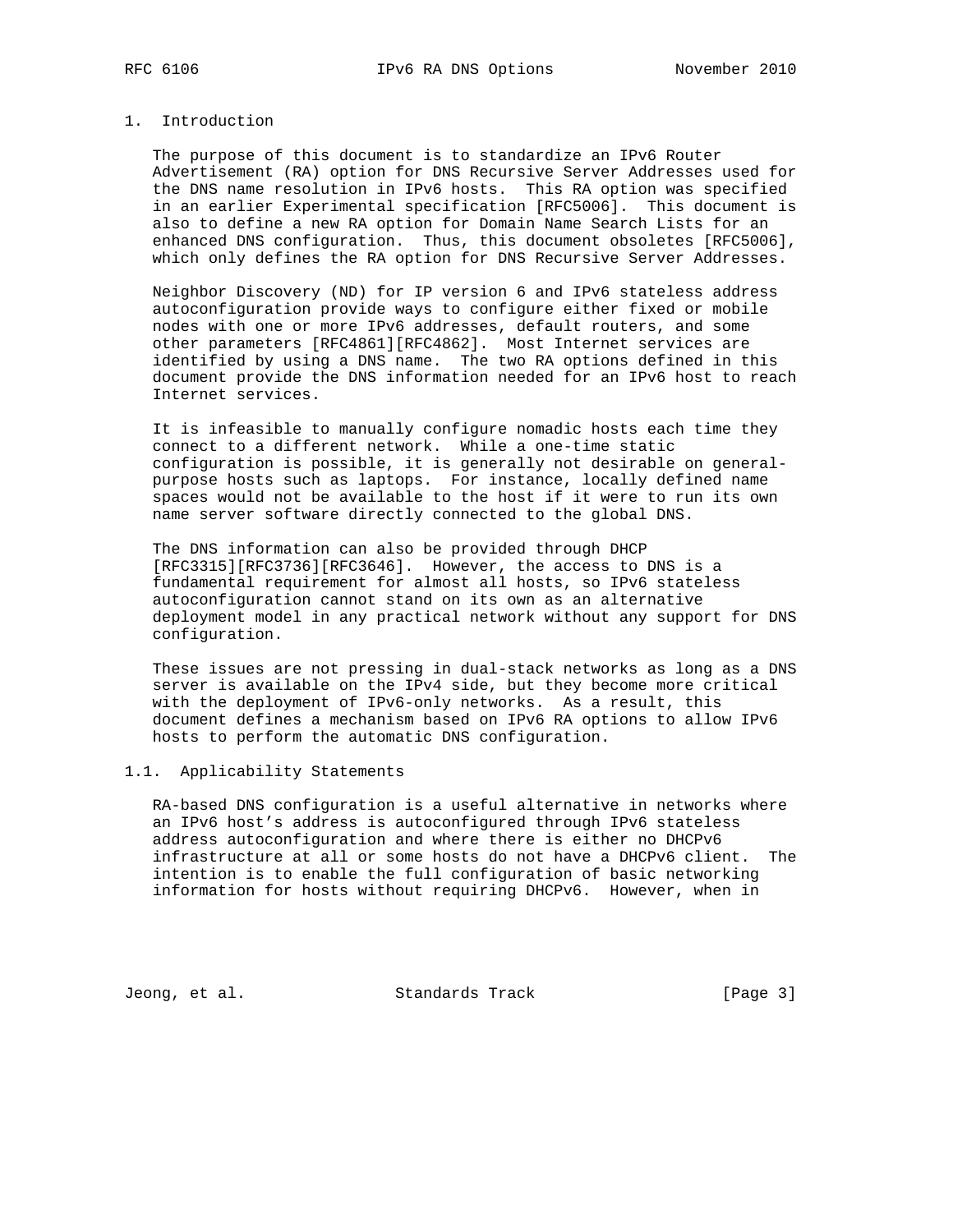# 1. Introduction

The purpose of this document is to standardize an IPv6 Router Advertisement (RA) option for DNS Recursive Server Addresses used for the DNS name resolution in IPv6 hosts. This RA option was specified in an earlier Experimental specification [RFC5006]. This document is also to define a new RA option for Domain Name Search Lists for an enhanced DNS configuration. Thus, this document obsoletes [RFC5006], which only defines the RA option for DNS Recursive Server Addresses.

Neighbor Discovery (ND) for IP version 6 and IPv6 stateless address autoconfiguration provide ways to configure either fixed or mobile nodes with one or more IPv6 addresses, default routers, and some other parameters [RFC4861][RFC4862]. Most Internet services are identified by using a DNS name. The two RA options defined in this document provide the DNS information needed for an IPv6 host to reach Internet services.

It is infeasible to manually configure nomadic hosts each time they connect to a different network. While a one-time static configuration is possible, it is generally not desirable on general-purpose hosts such as laptops. For instance, locally defined name spaces would not be available to the host if it were to run its own name server software directly connected to the global DNS.

The DNS information can also be provided through DHCP [RFC3315][RFC3736][RFC3646]. However, the access to DNS is a fundamental requirement for almost all hosts, so IPv6 stateless autoconfiguration cannot stand on its own as an alternative deployment model in any practical network without any support for DNS configuration.

These issues are not pressing in dual-stack networks as long as a DNS server is available on the IPv4 side, but they become more critical with the deployment of IPv6-only networks. As a result, this document defines a mechanism based on IPv6 RA options to allow IPv6 hosts to perform the automatic DNS configuration.

## 1.1. Applicability Statements

RA-based DNS configuration is a useful alternative in networks where an IPv6 host's address is autoconfigured through IPv6 stateless address autoconfiguration and where there is either no DHCPv6 infrastructure at all or some hosts do not have a DHCPv6 client. The intention is to enable the full configuration of basic networking information for hosts without requiring DHCPv6. However, when in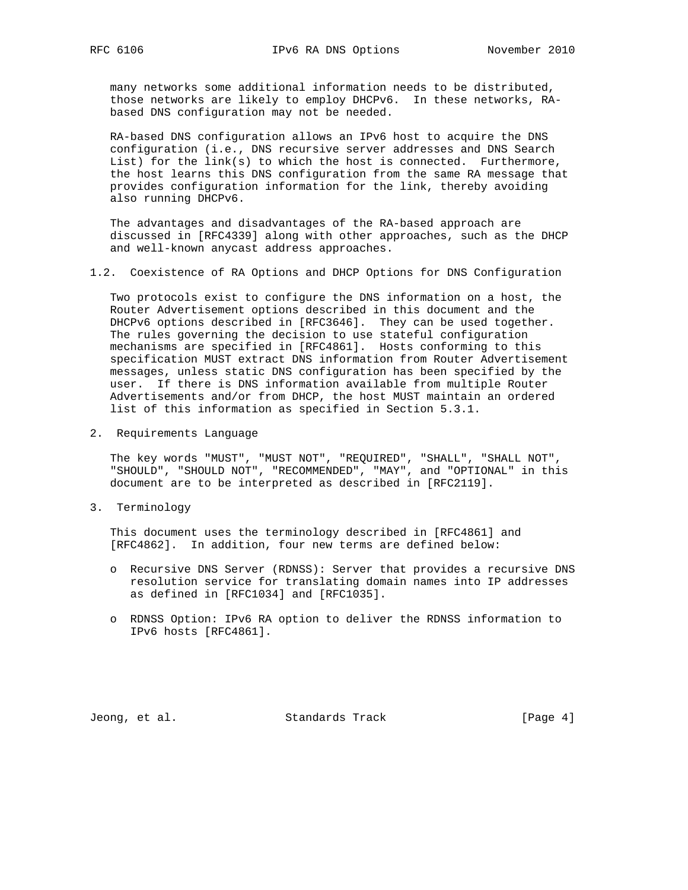many networks some additional information needs to be distributed, those networks are likely to employ DHCPv6. In these networks, RA-based DNS configuration may not be needed.

RA-based DNS configuration allows an IPv6 host to acquire the DNS configuration (i.e., DNS recursive server addresses and DNS Search List) for the link(s) to which the host is connected. Furthermore, the host learns this DNS configuration from the same RA message that provides configuration information for the link, thereby avoiding also running DHCPv6.

The advantages and disadvantages of the RA-based approach are discussed in [RFC4339] along with other approaches, such as the DHCP and well-known anycast address approaches.

### 1.2. Coexistence of RA Options and DHCP Options for DNS Configuration

Two protocols exist to configure the DNS information on a host, the Router Advertisement options described in this document and the DHCPv6 options described in [RFC3646]. They can be used together. The rules governing the decision to use stateful configuration mechanisms are specified in [RFC4861]. Hosts conforming to this specification MUST extract DNS information from Router Advertisement messages, unless static DNS configuration has been specified by the user. If there is DNS information available from multiple Router Advertisements and/or from DHCP, the host MUST maintain an ordered list of this information as specified in Section 5.3.1.

## 2. Requirements Language

The key words "MUST", "MUST NOT", "REQUIRED", "SHALL", "SHALL NOT", "SHOULD", "SHOULD NOT", "RECOMMENDED", "MAY", and "OPTIONAL" in this document are to be interpreted as described in [RFC2119].

## 3. Terminology

This document uses the terminology described in [RFC4861] and [RFC4862]. In addition, four new terms are defined below:

- Recursive DNS Server (RDNSS): Server that provides a recursive DNS resolution service for translating domain names into IP addresses as defined in [RFC1034] and [RFC1035].

- RDNSS Option: IPv6 RA option to deliver the RDNSS information to IPv6 hosts [RFC4861].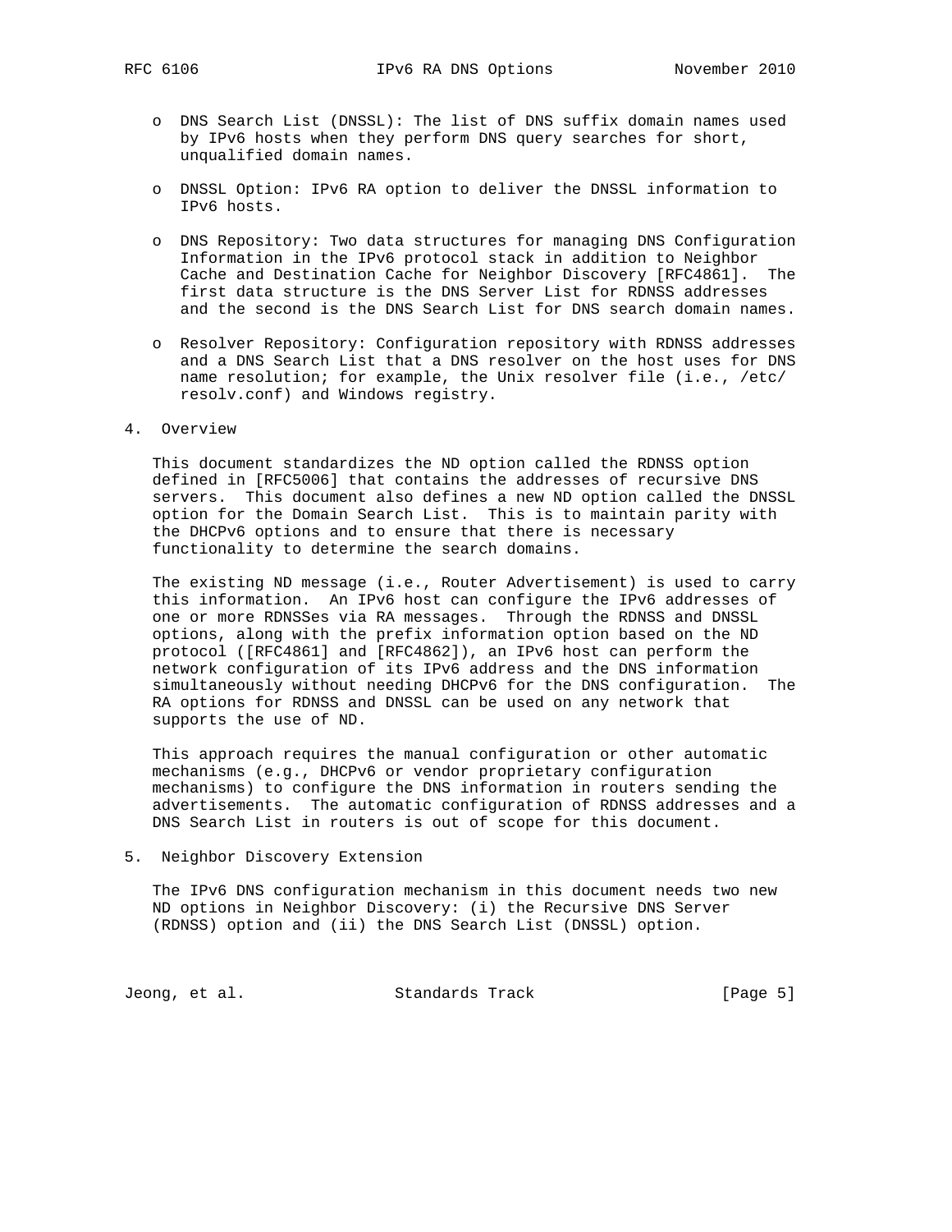- DNS Search List (DNSSL): The list of DNS suffix domain names used by IPv6 hosts when they perform DNS query searches for short, unqualified domain names.

- DNSSL Option: IPv6 RA option to deliver the DNSSL information to IPv6 hosts.

- DNS Repository: Two data structures for managing DNS Configuration Information in the IPv6 protocol stack in addition to Neighbor Cache and Destination Cache for Neighbor Discovery [RFC4861]. The first data structure is the DNS Server List for RDNSS addresses and the second is the DNS Search List for DNS search domain names.

- Resolver Repository: Configuration repository with RDNSS addresses and a DNS Search List that a DNS resolver on the host uses for DNS name resolution; for example, the Unix resolver file (i.e., /etc/resolv.conf) and Windows registry.

## 4. Overview

This document standardizes the ND option called the RDNSS option defined in [RFC5006] that contains the addresses of recursive DNS servers. This document also defines a new ND option called the DNSSL option for the Domain Search List. This is to maintain parity with the DHCPv6 options and to ensure that there is necessary functionality to determine the search domains.

The existing ND message (i.e., Router Advertisement) is used to carry this information. An IPv6 host can configure the IPv6 addresses of one or more RDNSSes via RA messages. Through the RDNSS and DNSSL options, along with the prefix information option based on the ND protocol ([RFC4861] and [RFC4862]), an IPv6 host can perform the network configuration of its IPv6 address and the DNS information simultaneously without needing DHCPv6 for the DNS configuration. The RA options for RDNSS and DNSSL can be used on any network that supports the use of ND.

This approach requires the manual configuration or other automatic mechanisms (e.g., DHCPv6 or vendor proprietary configuration mechanisms) to configure the DNS information in routers sending the advertisements. The automatic configuration of RDNSS addresses and a DNS Search List in routers is out of scope for this document.

## 5. Neighbor Discovery Extension

The IPv6 DNS configuration mechanism in this document needs two new ND options in Neighbor Discovery: (i) the Recursive DNS Server (RDNSS) option and (ii) the DNS Search List (DNSSL) option.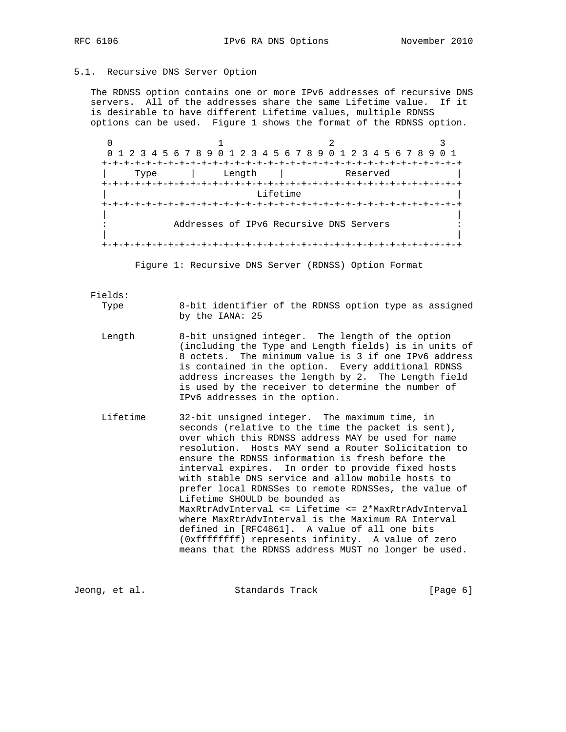### 5.1. Recursive DNS Server Option

The RDNSS option contains one or more IPv6 addresses of recursive DNS servers. All of the addresses share the same Lifetime value. If it is desirable to have different Lifetime values, multiple RDNSS options can be used. Figure 1 shows the format of the RDNSS option.

```
 0                   1                   2                   3
 0 1 2 3 4 5 6 7 8 9 0 1 2 3 4 5 6 7 8 9 0 1 2 3 4 5 6 7 8 9 0 1
+-+-+-+-+-+-+-+-+-+-+-+-+-+-+-+-+-+-+-+-+-+-+-+-+-+-+-+-+-+-+-+-+
|     Type      |     Length    |           Reserved            |
+-+-+-+-+-+-+-+-+-+-+-+-+-+-+-+-+-+-+-+-+-+-+-+-+-+-+-+-+-+-+-+-+
|                           Lifetime                            |
+-+-+-+-+-+-+-+-+-+-+-+-+-+-+-+-+-+-+-+-+-+-+-+-+-+-+-+-+-+-+-+-+
|                                                               |
:            Addresses of IPv6 Recursive DNS Servers            :
|                                                               |
+-+-+-+-+-+-+-+-+-+-+-+-+-+-+-+-+-+-+-+-+-+-+-+-+-+-+-+-+-+-+-+-+
```

Figure 1: Recursive DNS Server (RDNSS) Option Format

Fields:

Type
: 8-bit identifier of the RDNSS option type as assigned by the IANA: 25

Length
: 8-bit unsigned integer. The length of the option (including the Type and Length fields) is in units of 8 octets. The minimum value is 3 if one IPv6 address is contained in the option. Every additional RDNSS address increases the length by 2. The Length field is used by the receiver to determine the number of IPv6 addresses in the option.

Lifetime
: 32-bit unsigned integer. The maximum time, in seconds (relative to the time the packet is sent), over which this RDNSS address MAY be used for name resolution. Hosts MAY send a Router Solicitation to ensure the RDNSS information is fresh before the interval expires. In order to provide fixed hosts with stable DNS service and allow mobile hosts to prefer local RDNSSes to remote RDNSSes, the value of Lifetime SHOULD be bounded as MaxRtrAdvInterval <= Lifetime <= 2*MaxRtrAdvInterval where MaxRtrAdvInterval is the Maximum RA Interval defined in [RFC4861]. A value of all one bits (0xffffffff) represents infinity. A value of zero means that the RDNSS address MUST no longer be used.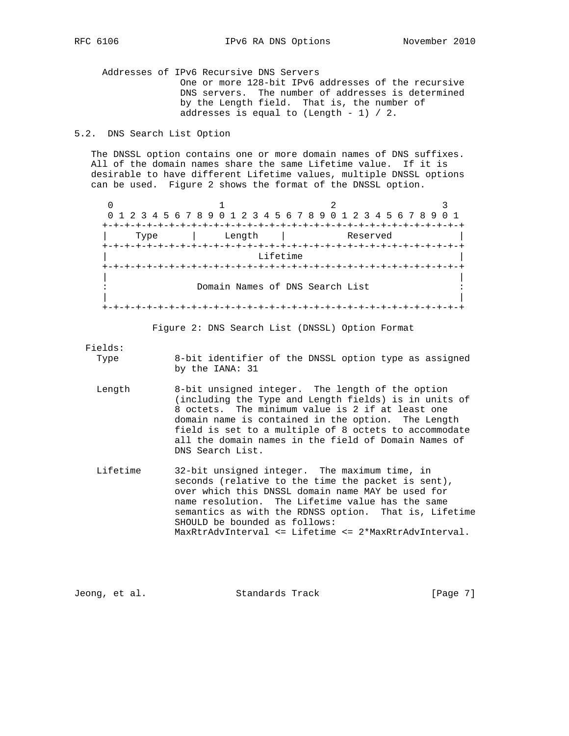Addresses of IPv6 Recursive DNS Servers
One or more 128-bit IPv6 addresses of the recursive DNS servers. The number of addresses is determined by the Length field. That is, the number of addresses is equal to (Length - 1) / 2.

## 5.2. DNS Search List Option

The DNSSL option contains one or more domain names of DNS suffixes. All of the domain names share the same Lifetime value. If it is desirable to have different Lifetime values, multiple DNSSL options can be used. Figure 2 shows the format of the DNSSL option.

```
 0                   1                   2                   3
 0 1 2 3 4 5 6 7 8 9 0 1 2 3 4 5 6 7 8 9 0 1 2 3 4 5 6 7 8 9 0 1
+-+-+-+-+-+-+-+-+-+-+-+-+-+-+-+-+-+-+-+-+-+-+-+-+-+-+-+-+-+-+-+-+
|     Type      |     Length    |           Reserved            |
+-+-+-+-+-+-+-+-+-+-+-+-+-+-+-+-+-+-+-+-+-+-+-+-+-+-+-+-+-+-+-+-+
|                           Lifetime                            |
+-+-+-+-+-+-+-+-+-+-+-+-+-+-+-+-+-+-+-+-+-+-+-+-+-+-+-+-+-+-+-+-+
|                                                               |
:                Domain Names of DNS Search List                :
|                                                               |
+-+-+-+-+-+-+-+-+-+-+-+-+-+-+-+-+-+-+-+-+-+-+-+-+-+-+-+-+-+-+-+-+
```

Figure 2: DNS Search List (DNSSL) Option Format

Fields:

Type
8-bit identifier of the DNSSL option type as assigned by the IANA: 31

Length
8-bit unsigned integer. The length of the option (including the Type and Length fields) is in units of 8 octets. The minimum value is 2 if at least one domain name is contained in the option. The Length field is set to a multiple of 8 octets to accommodate all the domain names in the field of Domain Names of DNS Search List.

Lifetime
32-bit unsigned integer. The maximum time, in seconds (relative to the time the packet is sent), over which this DNSSL domain name MAY be used for name resolution. The Lifetime value has the same semantics as with the RDNSS option. That is, Lifetime SHOULD be bounded as follows: MaxRtrAdvInterval <= Lifetime <= 2*MaxRtrAdvInterval.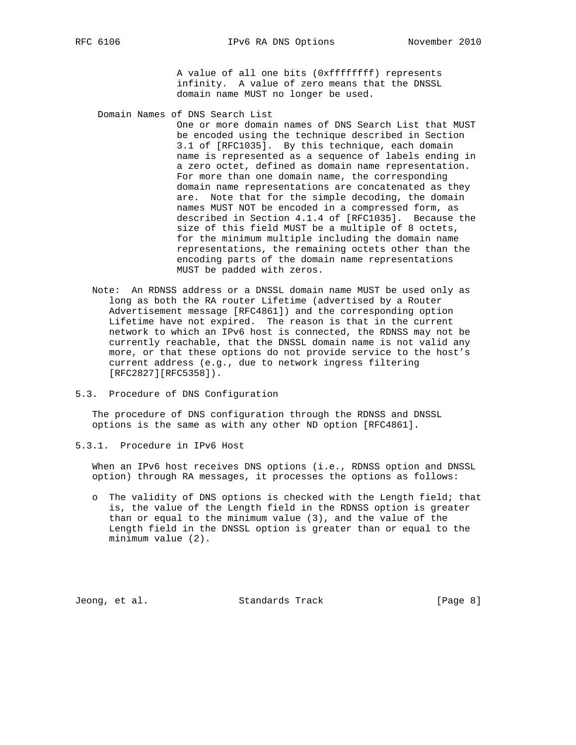A value of all one bits (0xffffffff) represents infinity. A value of zero means that the DNSSL domain name MUST no longer be used.

Domain Names of DNS Search List
: One or more domain names of DNS Search List that MUST be encoded using the technique described in Section 3.1 of [RFC1035]. By this technique, each domain name is represented as a sequence of labels ending in a zero octet, defined as domain name representation. For more than one domain name, the corresponding domain name representations are concatenated as they are. Note that for the simple decoding, the domain names MUST NOT be encoded in a compressed form, as described in Section 4.1.4 of [RFC1035]. Because the size of this field MUST be a multiple of 8 octets, for the minimum multiple including the domain name representations, the remaining octets other than the encoding parts of the domain name representations MUST be padded with zeros.

Note: An RDNSS address or a DNSSL domain name MUST be used only as long as both the RA router Lifetime (advertised by a Router Advertisement message [RFC4861]) and the corresponding option Lifetime have not expired. The reason is that in the current network to which an IPv6 host is connected, the RDNSS may not be currently reachable, that the DNSSL domain name is not valid any more, or that these options do not provide service to the host's current address (e.g., due to network ingress filtering [RFC2827][RFC5358]).

### 5.3. Procedure of DNS Configuration

The procedure of DNS configuration through the RDNSS and DNSSL options is the same as with any other ND option [RFC4861].

#### 5.3.1. Procedure in IPv6 Host

When an IPv6 host receives DNS options (i.e., RDNSS option and DNSSL option) through RA messages, it processes the options as follows:

- The validity of DNS options is checked with the Length field; that is, the value of the Length field in the RDNSS option is greater than or equal to the minimum value (3), and the value of the Length field in the DNSSL option is greater than or equal to the minimum value (2).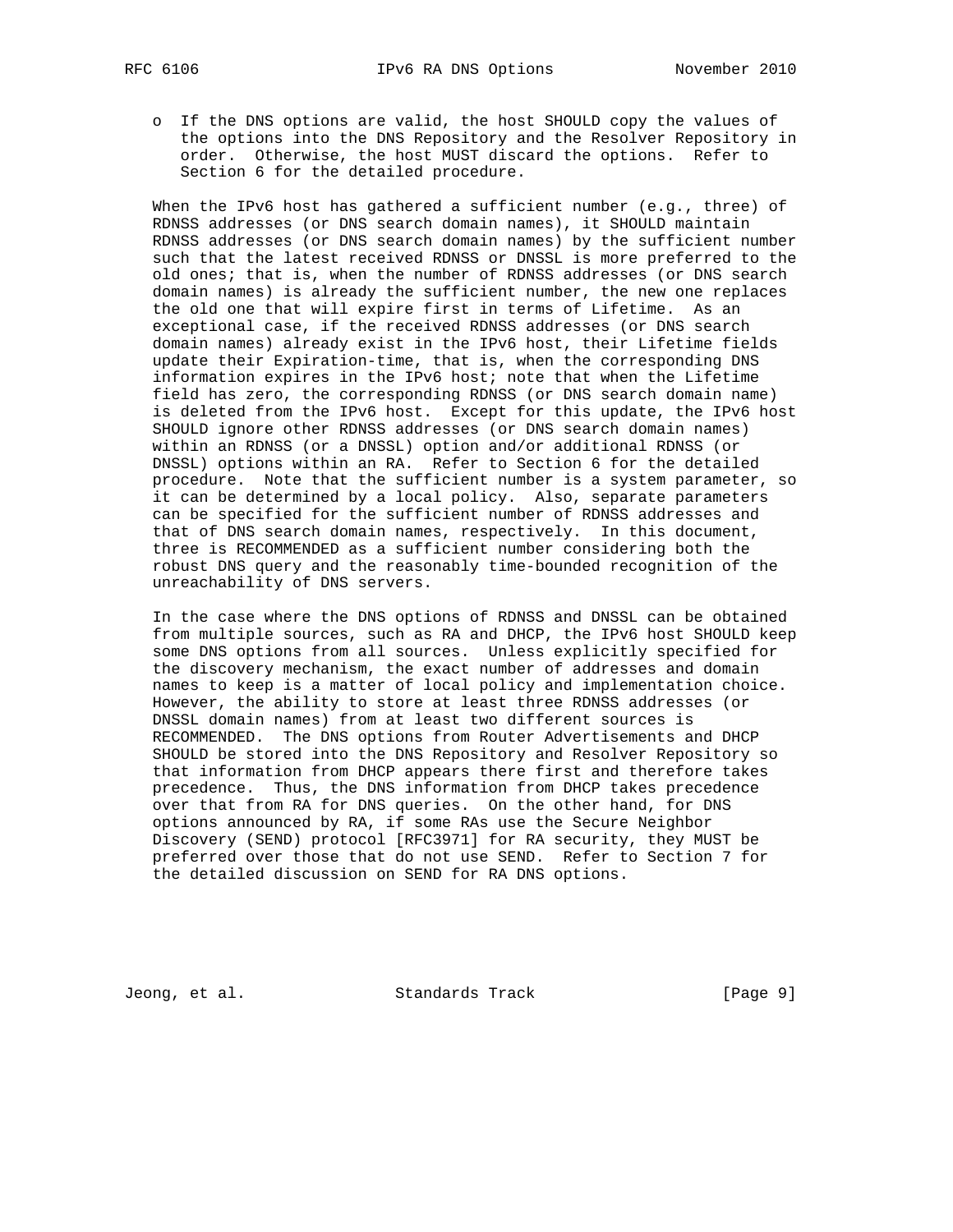- If the DNS options are valid, the host SHOULD copy the values of the options into the DNS Repository and the Resolver Repository in order. Otherwise, the host MUST discard the options. Refer to Section 6 for the detailed procedure.

When the IPv6 host has gathered a sufficient number (e.g., three) of RDNSS addresses (or DNS search domain names), it SHOULD maintain RDNSS addresses (or DNS search domain names) by the sufficient number such that the latest received RDNSS or DNSSL is more preferred to the old ones; that is, when the number of RDNSS addresses (or DNS search domain names) is already the sufficient number, the new one replaces the old one that will expire first in terms of Lifetime. As an exceptional case, if the received RDNSS addresses (or DNS search domain names) already exist in the IPv6 host, their Lifetime fields update their Expiration-time, that is, when the corresponding DNS information expires in the IPv6 host; note that when the Lifetime field has zero, the corresponding RDNSS (or DNS search domain name) is deleted from the IPv6 host. Except for this update, the IPv6 host SHOULD ignore other RDNSS addresses (or DNS search domain names) within an RDNSS (or a DNSSL) option and/or additional RDNSS (or DNSSL) options within an RA. Refer to Section 6 for the detailed procedure. Note that the sufficient number is a system parameter, so it can be determined by a local policy. Also, separate parameters can be specified for the sufficient number of RDNSS addresses and that of DNS search domain names, respectively. In this document, three is RECOMMENDED as a sufficient number considering both the robust DNS query and the reasonably time-bounded recognition of the unreachability of DNS servers.

In the case where the DNS options of RDNSS and DNSSL can be obtained from multiple sources, such as RA and DHCP, the IPv6 host SHOULD keep some DNS options from all sources. Unless explicitly specified for the discovery mechanism, the exact number of addresses and domain names to keep is a matter of local policy and implementation choice. However, the ability to store at least three RDNSS addresses (or DNSSL domain names) from at least two different sources is RECOMMENDED. The DNS options from Router Advertisements and DHCP SHOULD be stored into the DNS Repository and Resolver Repository so that information from DHCP appears there first and therefore takes precedence. Thus, the DNS information from DHCP takes precedence over that from RA for DNS queries. On the other hand, for DNS options announced by RA, if some RAs use the Secure Neighbor Discovery (SEND) protocol [RFC3971] for RA security, they MUST be preferred over those that do not use SEND. Refer to Section 7 for the detailed discussion on SEND for RA DNS options.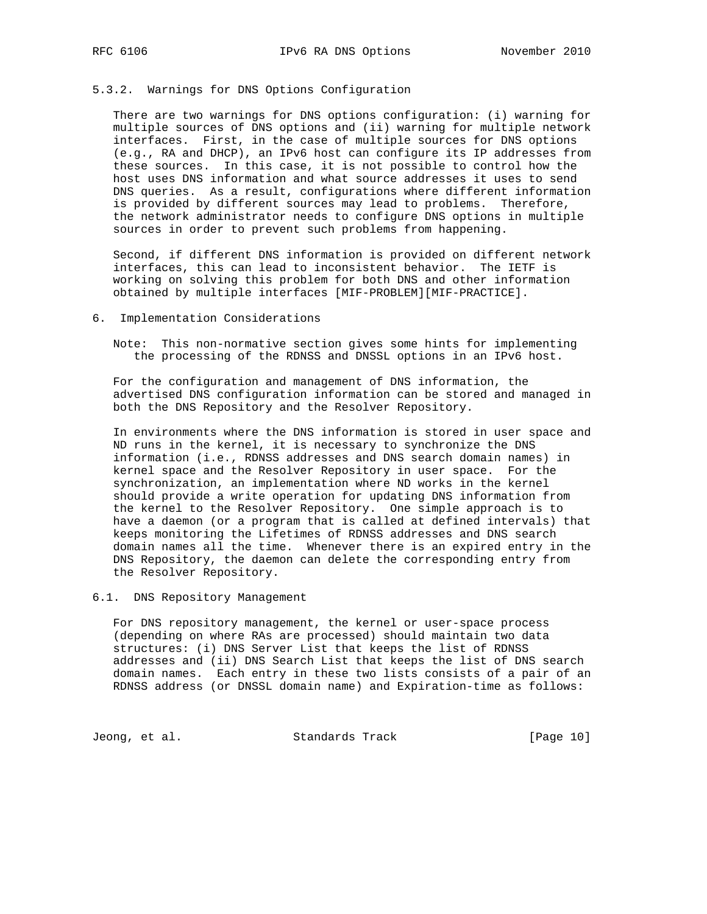### 5.3.2. Warnings for DNS Options Configuration

There are two warnings for DNS options configuration: (i) warning for multiple sources of DNS options and (ii) warning for multiple network interfaces. First, in the case of multiple sources for DNS options (e.g., RA and DHCP), an IPv6 host can configure its IP addresses from these sources. In this case, it is not possible to control how the host uses DNS information and what source addresses it uses to send DNS queries. As a result, configurations where different information is provided by different sources may lead to problems. Therefore, the network administrator needs to configure DNS options in multiple sources in order to prevent such problems from happening.

Second, if different DNS information is provided on different network interfaces, this can lead to inconsistent behavior. The IETF is working on solving this problem for both DNS and other information obtained by multiple interfaces [MIF-PROBLEM][MIF-PRACTICE].

## 6. Implementation Considerations

Note: This non-normative section gives some hints for implementing the processing of the RDNSS and DNSSL options in an IPv6 host.

For the configuration and management of DNS information, the advertised DNS configuration information can be stored and managed in both the DNS Repository and the Resolver Repository.

In environments where the DNS information is stored in user space and ND runs in the kernel, it is necessary to synchronize the DNS information (i.e., RDNSS addresses and DNS search domain names) in kernel space and the Resolver Repository in user space. For the synchronization, an implementation where ND works in the kernel should provide a write operation for updating DNS information from the kernel to the Resolver Repository. One simple approach is to have a daemon (or a program that is called at defined intervals) that keeps monitoring the Lifetimes of RDNSS addresses and DNS search domain names all the time. Whenever there is an expired entry in the DNS Repository, the daemon can delete the corresponding entry from the Resolver Repository.

### 6.1. DNS Repository Management

For DNS repository management, the kernel or user-space process (depending on where RAs are processed) should maintain two data structures: (i) DNS Server List that keeps the list of RDNSS addresses and (ii) DNS Search List that keeps the list of DNS search domain names. Each entry in these two lists consists of a pair of an RDNSS address (or DNSSL domain name) and Expiration-time as follows: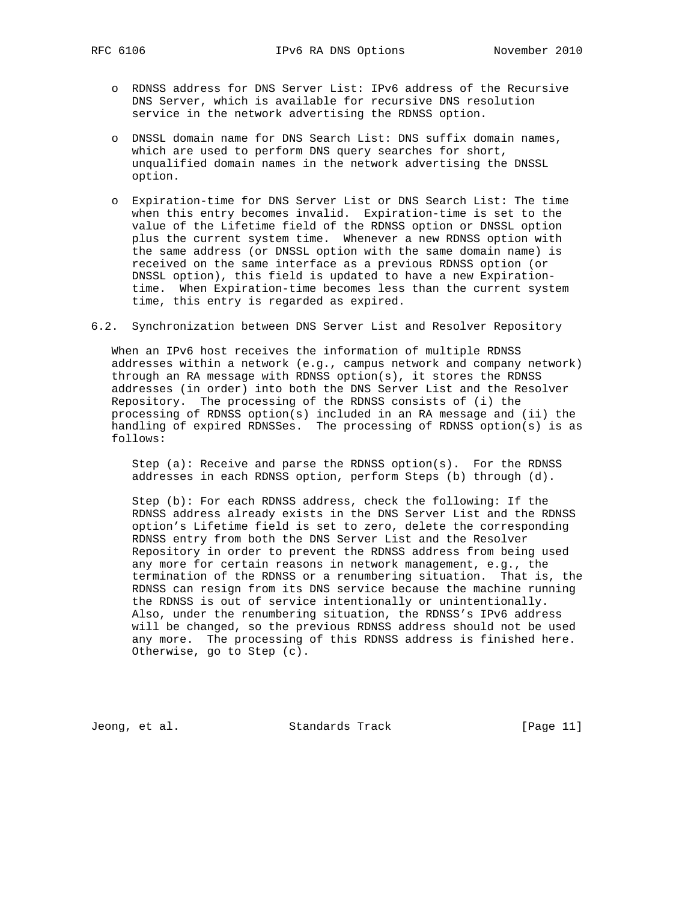- RDNSS address for DNS Server List: IPv6 address of the Recursive DNS Server, which is available for recursive DNS resolution service in the network advertising the RDNSS option.

- DNSSL domain name for DNS Search List: DNS suffix domain names, which are used to perform DNS query searches for short, unqualified domain names in the network advertising the DNSSL option.

- Expiration-time for DNS Server List or DNS Search List: The time when this entry becomes invalid. Expiration-time is set to the value of the Lifetime field of the RDNSS option or DNSSL option plus the current system time. Whenever a new RDNSS option with the same address (or DNSSL option with the same domain name) is received on the same interface as a previous RDNSS option (or DNSSL option), this field is updated to have a new Expiration-time. When Expiration-time becomes less than the current system time, this entry is regarded as expired.

### 6.2. Synchronization between DNS Server List and Resolver Repository

When an IPv6 host receives the information of multiple RDNSS addresses within a network (e.g., campus network and company network) through an RA message with RDNSS option(s), it stores the RDNSS addresses (in order) into both the DNS Server List and the Resolver Repository. The processing of the RDNSS consists of (i) the processing of RDNSS option(s) included in an RA message and (ii) the handling of expired RDNSSes. The processing of RDNSS option(s) is as follows:

Step (a): Receive and parse the RDNSS option(s). For the RDNSS addresses in each RDNSS option, perform Steps (b) through (d).

Step (b): For each RDNSS address, check the following: If the RDNSS address already exists in the DNS Server List and the RDNSS option's Lifetime field is set to zero, delete the corresponding RDNSS entry from both the DNS Server List and the Resolver Repository in order to prevent the RDNSS address from being used any more for certain reasons in network management, e.g., the termination of the RDNSS or a renumbering situation. That is, the RDNSS can resign from its DNS service because the machine running the RDNSS is out of service intentionally or unintentionally. Also, under the renumbering situation, the RDNSS's IPv6 address will be changed, so the previous RDNSS address should not be used any more. The processing of this RDNSS address is finished here. Otherwise, go to Step (c).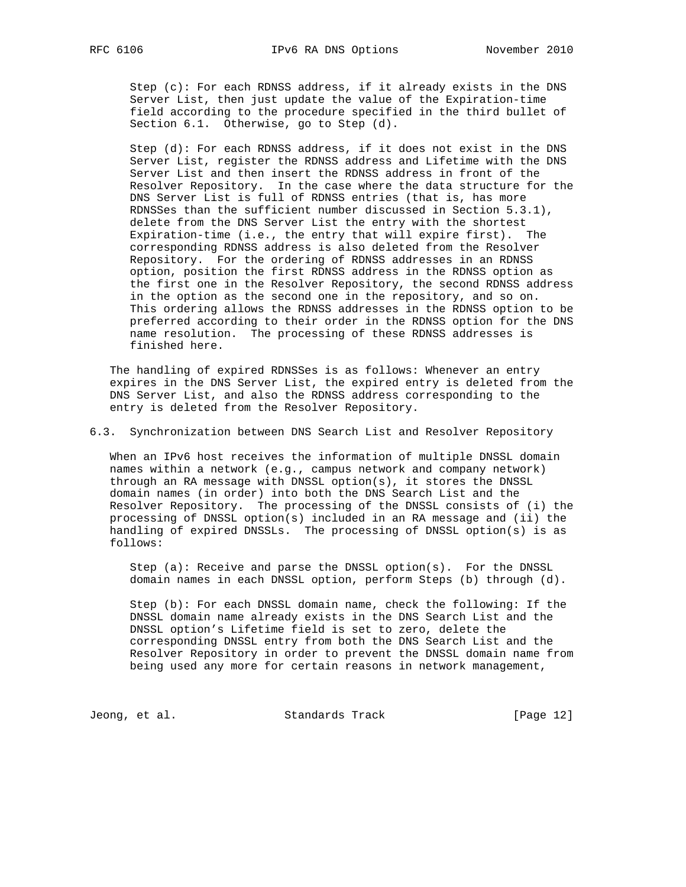Step (c): For each RDNSS address, if it already exists in the DNS Server List, then just update the value of the Expiration-time field according to the procedure specified in the third bullet of Section 6.1. Otherwise, go to Step (d).

Step (d): For each RDNSS address, if it does not exist in the DNS Server List, register the RDNSS address and Lifetime with the DNS Server List and then insert the RDNSS address in front of the Resolver Repository. In the case where the data structure for the DNS Server List is full of RDNSS entries (that is, has more RDNSSes than the sufficient number discussed in Section 5.3.1), delete from the DNS Server List the entry with the shortest Expiration-time (i.e., the entry that will expire first). The corresponding RDNSS address is also deleted from the Resolver Repository. For the ordering of RDNSS addresses in an RDNSS option, position the first RDNSS address in the RDNSS option as the first one in the Resolver Repository, the second RDNSS address in the option as the second one in the repository, and so on. This ordering allows the RDNSS addresses in the RDNSS option to be preferred according to their order in the RDNSS option for the DNS name resolution. The processing of these RDNSS addresses is finished here.

The handling of expired RDNSSes is as follows: Whenever an entry expires in the DNS Server List, the expired entry is deleted from the DNS Server List, and also the RDNSS address corresponding to the entry is deleted from the Resolver Repository.

## 6.3. Synchronization between DNS Search List and Resolver Repository

When an IPv6 host receives the information of multiple DNSSL domain names within a network (e.g., campus network and company network) through an RA message with DNSSL option(s), it stores the DNSSL domain names (in order) into both the DNS Search List and the Resolver Repository. The processing of the DNSSL consists of (i) the processing of DNSSL option(s) included in an RA message and (ii) the handling of expired DNSSLs. The processing of DNSSL option(s) is as follows:

Step (a): Receive and parse the DNSSL option(s). For the DNSSL domain names in each DNSSL option, perform Steps (b) through (d).

Step (b): For each DNSSL domain name, check the following: If the DNSSL domain name already exists in the DNS Search List and the DNSSL option's Lifetime field is set to zero, delete the corresponding DNSSL entry from both the DNS Search List and the Resolver Repository in order to prevent the DNSSL domain name from being used any more for certain reasons in network management,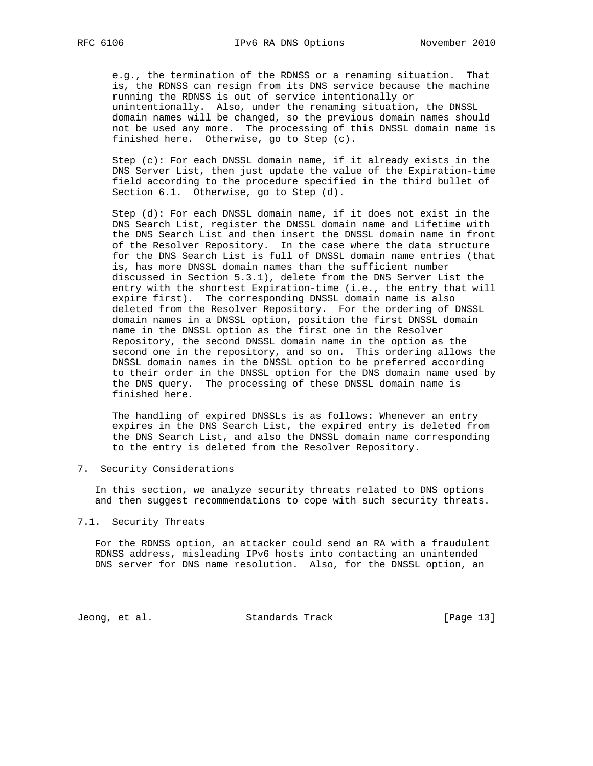e.g., the termination of the RDNSS or a renaming situation. That is, the RDNSS can resign from its DNS service because the machine running the RDNSS is out of service intentionally or unintentionally. Also, under the renaming situation, the DNSSL domain names will be changed, so the previous domain names should not be used any more. The processing of this DNSSL domain name is finished here. Otherwise, go to Step (c).

Step (c): For each DNSSL domain name, if it already exists in the DNS Server List, then just update the value of the Expiration-time field according to the procedure specified in the third bullet of Section 6.1. Otherwise, go to Step (d).

Step (d): For each DNSSL domain name, if it does not exist in the DNS Search List, register the DNSSL domain name and Lifetime with the DNS Search List and then insert the DNSSL domain name in front of the Resolver Repository. In the case where the data structure for the DNS Search List is full of DNSSL domain name entries (that is, has more DNSSL domain names than the sufficient number discussed in Section 5.3.1), delete from the DNS Server List the entry with the shortest Expiration-time (i.e., the entry that will expire first). The corresponding DNSSL domain name is also deleted from the Resolver Repository. For the ordering of DNSSL domain names in a DNSSL option, position the first DNSSL domain name in the DNSSL option as the first one in the Resolver Repository, the second DNSSL domain name in the option as the second one in the repository, and so on. This ordering allows the DNSSL domain names in the DNSSL option to be preferred according to their order in the DNSSL option for the DNS domain name used by the DNS query. The processing of these DNSSL domain name is finished here.

The handling of expired DNSSLs is as follows: Whenever an entry expires in the DNS Search List, the expired entry is deleted from the DNS Search List, and also the DNSSL domain name corresponding to the entry is deleted from the Resolver Repository.

## 7. Security Considerations

In this section, we analyze security threats related to DNS options and then suggest recommendations to cope with such security threats.

### 7.1. Security Threats

For the RDNSS option, an attacker could send an RA with a fraudulent RDNSS address, misleading IPv6 hosts into contacting an unintended DNS server for DNS name resolution. Also, for the DNSSL option, an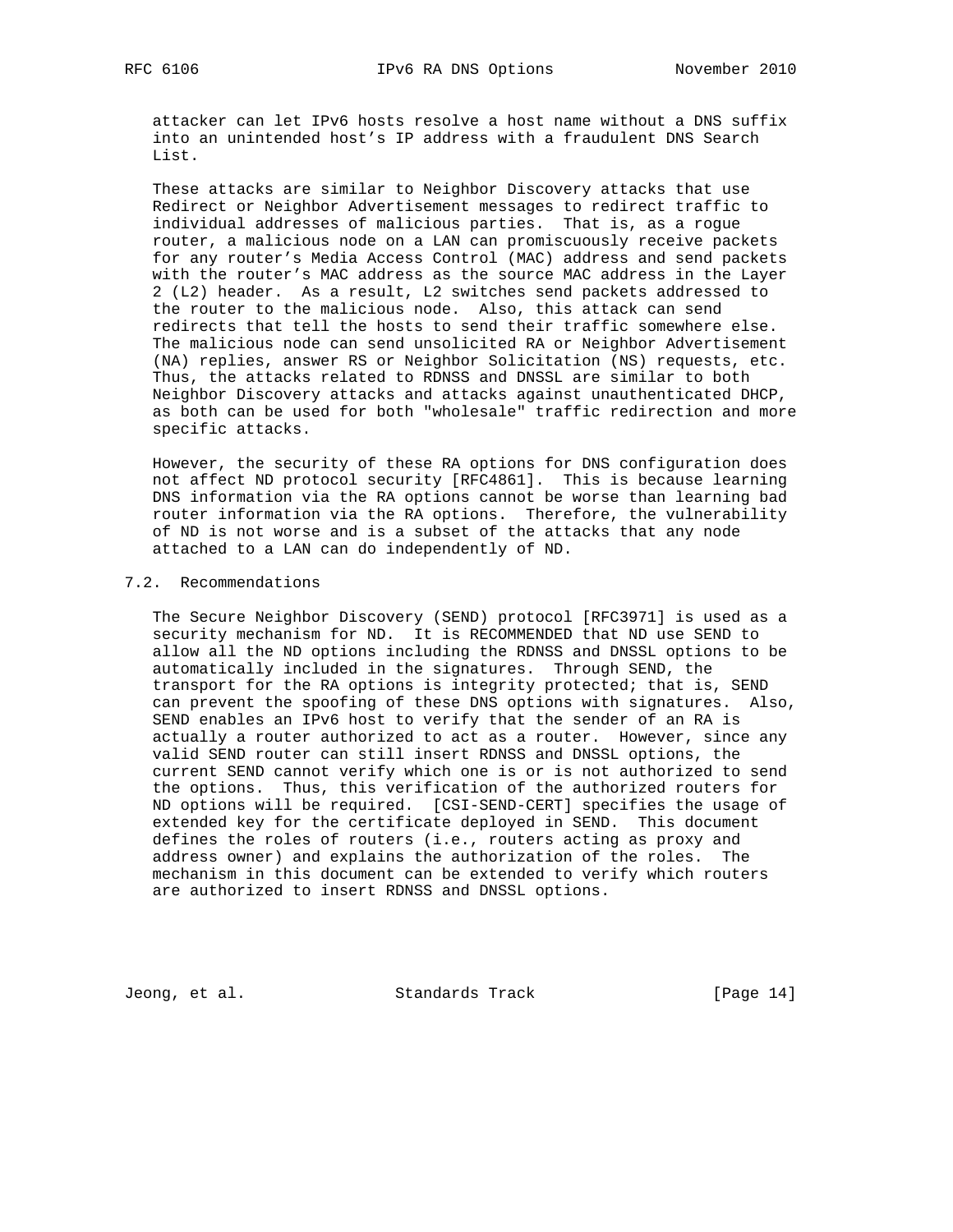attacker can let IPv6 hosts resolve a host name without a DNS suffix into an unintended host's IP address with a fraudulent DNS Search List.

These attacks are similar to Neighbor Discovery attacks that use Redirect or Neighbor Advertisement messages to redirect traffic to individual addresses of malicious parties. That is, as a rogue router, a malicious node on a LAN can promiscuously receive packets for any router's Media Access Control (MAC) address and send packets with the router's MAC address as the source MAC address in the Layer 2 (L2) header. As a result, L2 switches send packets addressed to the router to the malicious node. Also, this attack can send redirects that tell the hosts to send their traffic somewhere else. The malicious node can send unsolicited RA or Neighbor Advertisement (NA) replies, answer RS or Neighbor Solicitation (NS) requests, etc. Thus, the attacks related to RDNSS and DNSSL are similar to both Neighbor Discovery attacks and attacks against unauthenticated DHCP, as both can be used for both "wholesale" traffic redirection and more specific attacks.

However, the security of these RA options for DNS configuration does not affect ND protocol security [RFC4861]. This is because learning DNS information via the RA options cannot be worse than learning bad router information via the RA options. Therefore, the vulnerability of ND is not worse and is a subset of the attacks that any node attached to a LAN can do independently of ND.

## 7.2. Recommendations

The Secure Neighbor Discovery (SEND) protocol [RFC3971] is used as a security mechanism for ND. It is RECOMMENDED that ND use SEND to allow all the ND options including the RDNSS and DNSSL options to be automatically included in the signatures. Through SEND, the transport for the RA options is integrity protected; that is, SEND can prevent the spoofing of these DNS options with signatures. Also, SEND enables an IPv6 host to verify that the sender of an RA is actually a router authorized to act as a router. However, since any valid SEND router can still insert RDNSS and DNSSL options, the current SEND cannot verify which one is or is not authorized to send the options. Thus, this verification of the authorized routers for ND options will be required. [CSI-SEND-CERT] specifies the usage of extended key for the certificate deployed in SEND. This document defines the roles of routers (i.e., routers acting as proxy and address owner) and explains the authorization of the roles. The mechanism in this document can be extended to verify which routers are authorized to insert RDNSS and DNSSL options.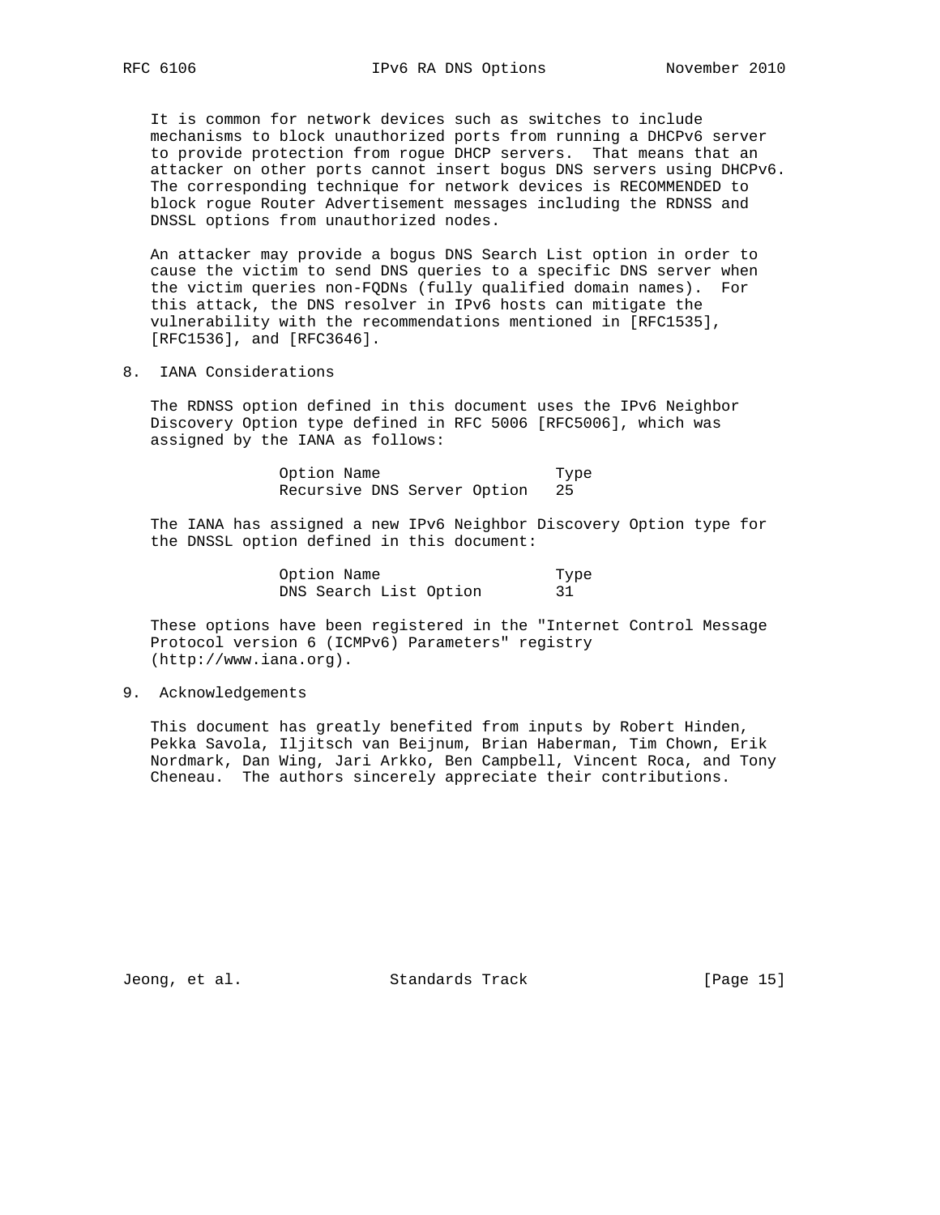It is common for network devices such as switches to include mechanisms to block unauthorized ports from running a DHCPv6 server to provide protection from rogue DHCP servers. That means that an attacker on other ports cannot insert bogus DNS servers using DHCPv6. The corresponding technique for network devices is RECOMMENDED to block rogue Router Advertisement messages including the RDNSS and DNSSL options from unauthorized nodes.

An attacker may provide a bogus DNS Search List option in order to cause the victim to send DNS queries to a specific DNS server when the victim queries non-FQDNs (fully qualified domain names). For this attack, the DNS resolver in IPv6 hosts can mitigate the vulnerability with the recommendations mentioned in [RFC1535], [RFC1536], and [RFC3646].

## 8. IANA Considerations

The RDNSS option defined in this document uses the IPv6 Neighbor Discovery Option type defined in RFC 5006 [RFC5006], which was assigned by the IANA as follows:

| Option Name | Type |
|---|---|
| Recursive DNS Server Option | 25 |

The IANA has assigned a new IPv6 Neighbor Discovery Option type for the DNSSL option defined in this document:

| Option Name | Type |
|---|---|
| DNS Search List Option | 31 |

These options have been registered in the "Internet Control Message Protocol version 6 (ICMPv6) Parameters" registry (http://www.iana.org).

## 9. Acknowledgements

This document has greatly benefited from inputs by Robert Hinden, Pekka Savola, Iljitsch van Beijnum, Brian Haberman, Tim Chown, Erik Nordmark, Dan Wing, Jari Arkko, Ben Campbell, Vincent Roca, and Tony Cheneau. The authors sincerely appreciate their contributions.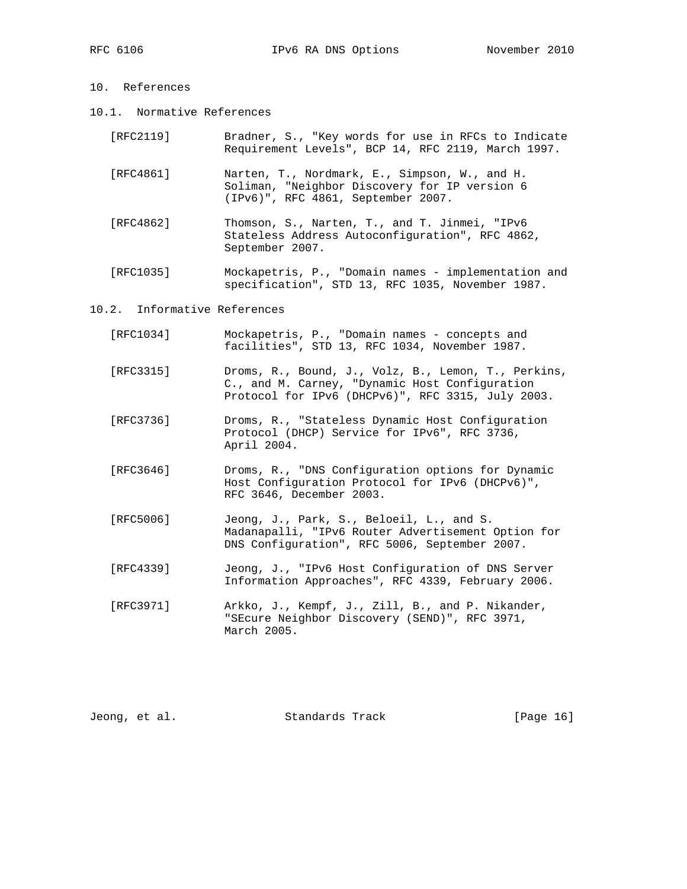## 10. References

### 10.1. Normative References

[RFC2119] Bradner, S., "Key words for use in RFCs to Indicate Requirement Levels", BCP 14, RFC 2119, March 1997.

[RFC4861] Narten, T., Nordmark, E., Simpson, W., and H. Soliman, "Neighbor Discovery for IP version 6 (IPv6)", RFC 4861, September 2007.

[RFC4862] Thomson, S., Narten, T., and T. Jinmei, "IPv6 Stateless Address Autoconfiguration", RFC 4862, September 2007.

[RFC1035] Mockapetris, P., "Domain names - implementation and specification", STD 13, RFC 1035, November 1987.

### 10.2. Informative References

[RFC1034] Mockapetris, P., "Domain names - concepts and facilities", STD 13, RFC 1034, November 1987.

[RFC3315] Droms, R., Bound, J., Volz, B., Lemon, T., Perkins, C., and M. Carney, "Dynamic Host Configuration Protocol for IPv6 (DHCPv6)", RFC 3315, July 2003.

[RFC3736] Droms, R., "Stateless Dynamic Host Configuration Protocol (DHCP) Service for IPv6", RFC 3736, April 2004.

[RFC3646] Droms, R., "DNS Configuration options for Dynamic Host Configuration Protocol for IPv6 (DHCPv6)", RFC 3646, December 2003.

[RFC5006] Jeong, J., Park, S., Beloeil, L., and S. Madanapalli, "IPv6 Router Advertisement Option for DNS Configuration", RFC 5006, September 2007.

[RFC4339] Jeong, J., "IPv6 Host Configuration of DNS Server Information Approaches", RFC 4339, February 2006.

[RFC3971] Arkko, J., Kempf, J., Zill, B., and P. Nikander, "SEcure Neighbor Discovery (SEND)", RFC 3971, March 2005.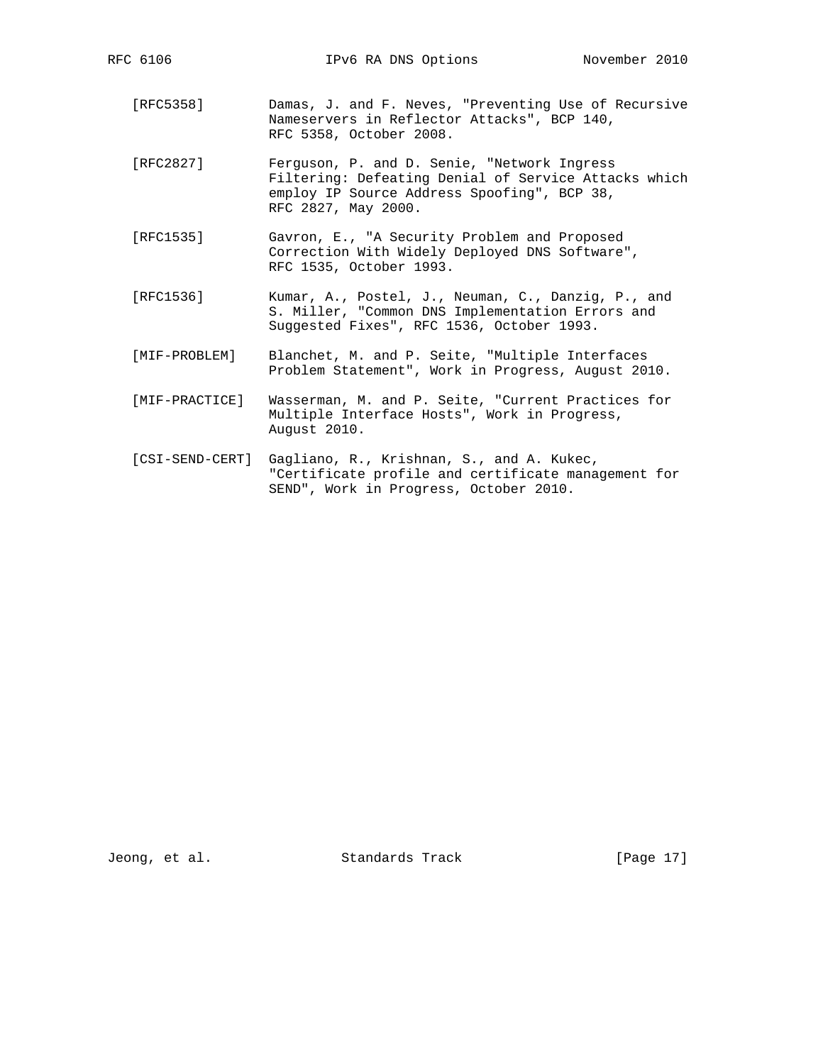[RFC5358] Damas, J. and F. Neves, "Preventing Use of Recursive Nameservers in Reflector Attacks", BCP 140, RFC 5358, October 2008.

[RFC2827] Ferguson, P. and D. Senie, "Network Ingress Filtering: Defeating Denial of Service Attacks which employ IP Source Address Spoofing", BCP 38, RFC 2827, May 2000.

[RFC1535] Gavron, E., "A Security Problem and Proposed Correction With Widely Deployed DNS Software", RFC 1535, October 1993.

[RFC1536] Kumar, A., Postel, J., Neuman, C., Danzig, P., and S. Miller, "Common DNS Implementation Errors and Suggested Fixes", RFC 1536, October 1993.

[MIF-PROBLEM] Blanchet, M. and P. Seite, "Multiple Interfaces Problem Statement", Work in Progress, August 2010.

[MIF-PRACTICE] Wasserman, M. and P. Seite, "Current Practices for Multiple Interface Hosts", Work in Progress, August 2010.

[CSI-SEND-CERT] Gagliano, R., Krishnan, S., and A. Kukec, "Certificate profile and certificate management for SEND", Work in Progress, October 2010.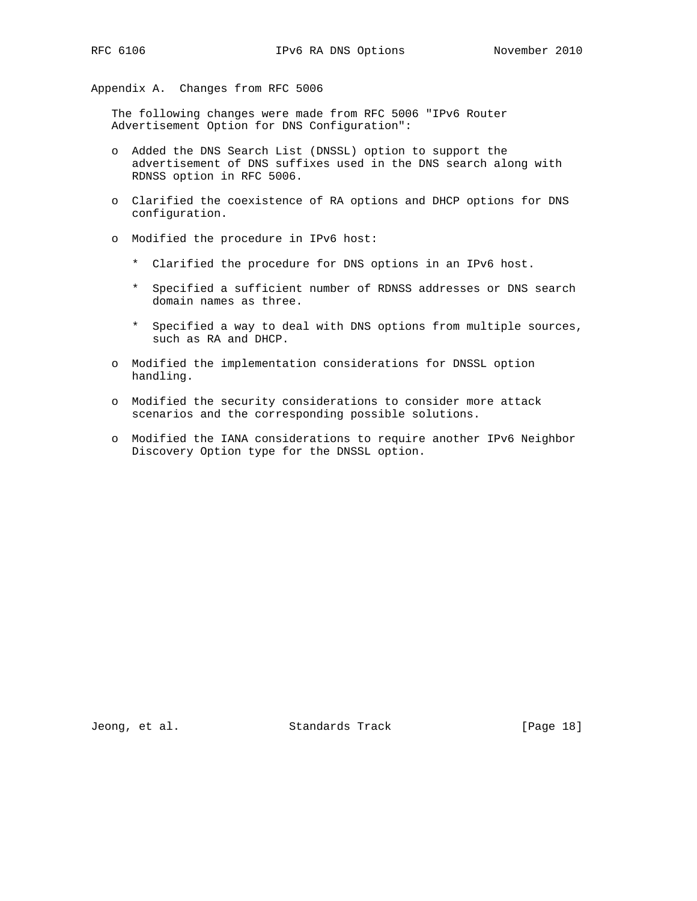## Appendix A. Changes from RFC 5006

The following changes were made from RFC 5006 "IPv6 Router Advertisement Option for DNS Configuration":

- Added the DNS Search List (DNSSL) option to support the advertisement of DNS suffixes used in the DNS search along with RDNSS option in RFC 5006.
- Clarified the coexistence of RA options and DHCP options for DNS configuration.
- Modified the procedure in IPv6 host:
  - Clarified the procedure for DNS options in an IPv6 host.
  - Specified a sufficient number of RDNSS addresses or DNS search domain names as three.
  - Specified a way to deal with DNS options from multiple sources, such as RA and DHCP.
- Modified the implementation considerations for DNSSL option handling.
- Modified the security considerations to consider more attack scenarios and the corresponding possible solutions.
- Modified the IANA considerations to require another IPv6 Neighbor Discovery Option type for the DNSSL option.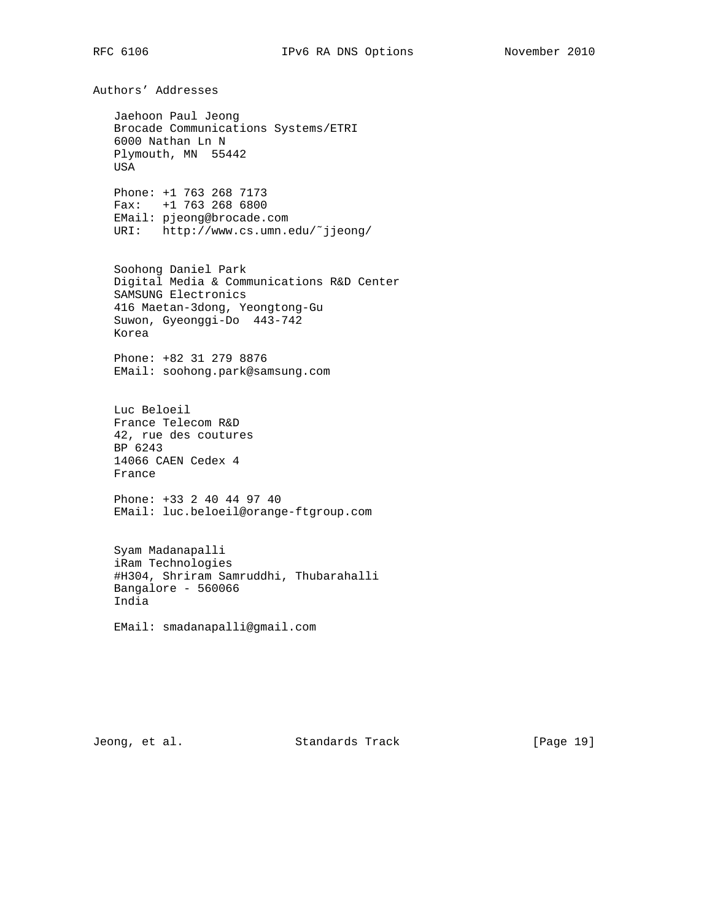## Authors' Addresses

Jaehoon Paul Jeong
Brocade Communications Systems/ETRI
6000 Nathan Ln N
Plymouth, MN  55442
USA

Phone: +1 763 268 7173
Fax:   +1 763 268 6800
EMail: pjeong@brocade.com
URI:   http://www.cs.umn.edu/~jjeong/

Soohong Daniel Park
Digital Media & Communications R&D Center
SAMSUNG Electronics
416 Maetan-3dong, Yeongtong-Gu
Suwon, Gyeonggi-Do  443-742
Korea

Phone: +82 31 279 8876
EMail: soohong.park@samsung.com

Luc Beloeil
France Telecom R&D
42, rue des coutures
BP 6243
14066 CAEN Cedex 4
France

Phone: +33 2 40 44 97 40
EMail: luc.beloeil@orange-ftgroup.com

Syam Madanapalli
iRam Technologies
#H304, Shriram Samruddhi, Thubarahalli
Bangalore - 560066
India

EMail: smadanapalli@gmail.com